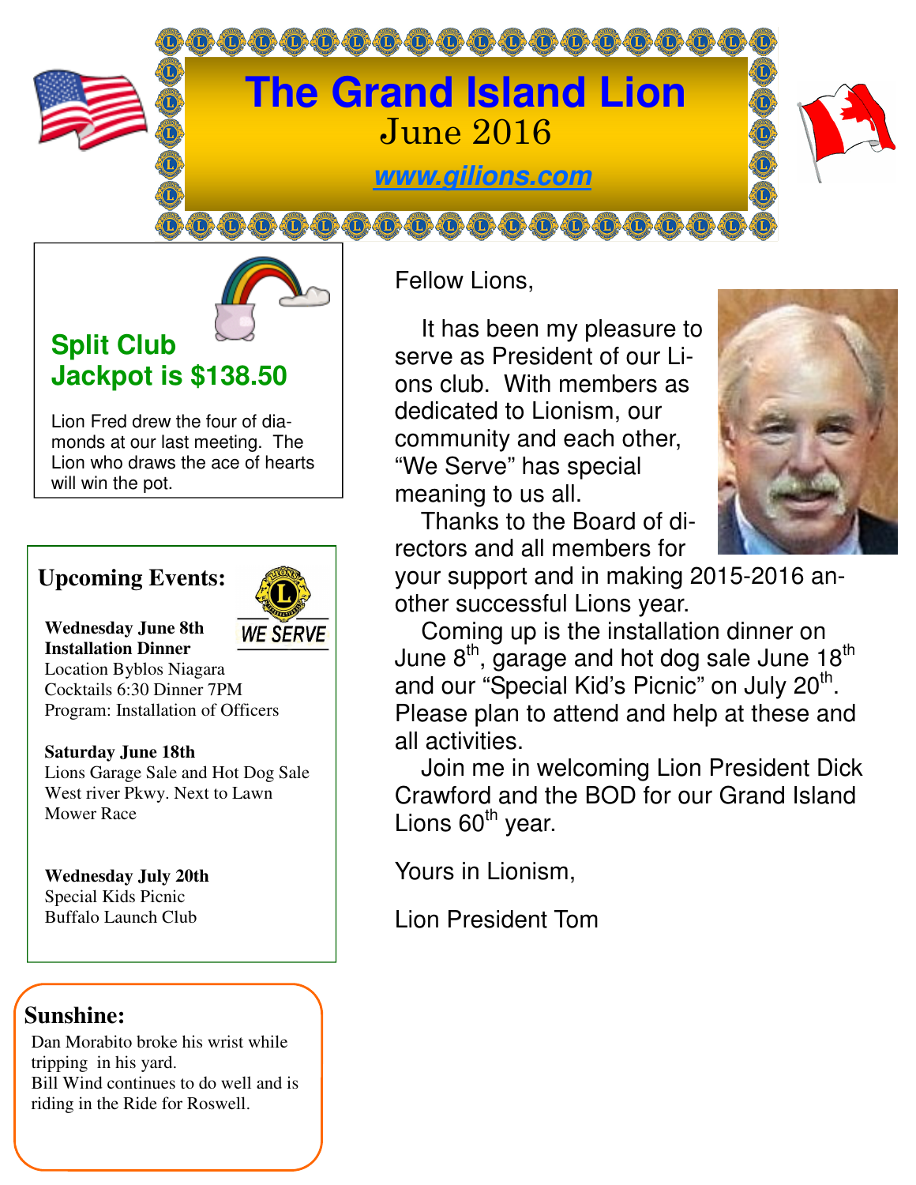# The Grand Island Lion

June 2016

www.gilions.com

## Split Club Jackpot is $138.50

Lion Fred drew the four of diamonds at our last meeting. The Lion who draws the ace of hearts will win the pot.

## Upcoming Events:

WE SERVE

**Wednesday June 8th**
**Installation Dinner**
Location Byblos Niagara
Cocktails 6:30 Dinner 7PM
Program: Installation of Officers

**Saturday June 18th**
Lions Garage Sale and Hot Dog Sale
West river Pkwy. Next to Lawn Mower Race

**Wednesday July 20th**
Special Kids Picnic
Buffalo Launch Club

## Sunshine:

Dan Morabito broke his wrist while tripping in his yard.
Bill Wind continues to do well and is riding in the Ride for Roswell.

Fellow Lions,

It has been my pleasure to serve as President of our Lions club. With members as dedicated to Lionism, our community and each other, "We Serve" has special meaning to us all.

Thanks to the Board of directors and all members for your support and in making 2015-2016 another successful Lions year.

Coming up is the installation dinner on June 8th, garage and hot dog sale June 18th and our "Special Kid's Picnic" on July 20th. Please plan to attend and help at these and all activities.

Join me in welcoming Lion President Dick Crawford and the BOD for our Grand Island Lions 60th year.

Yours in Lionism,

Lion President Tom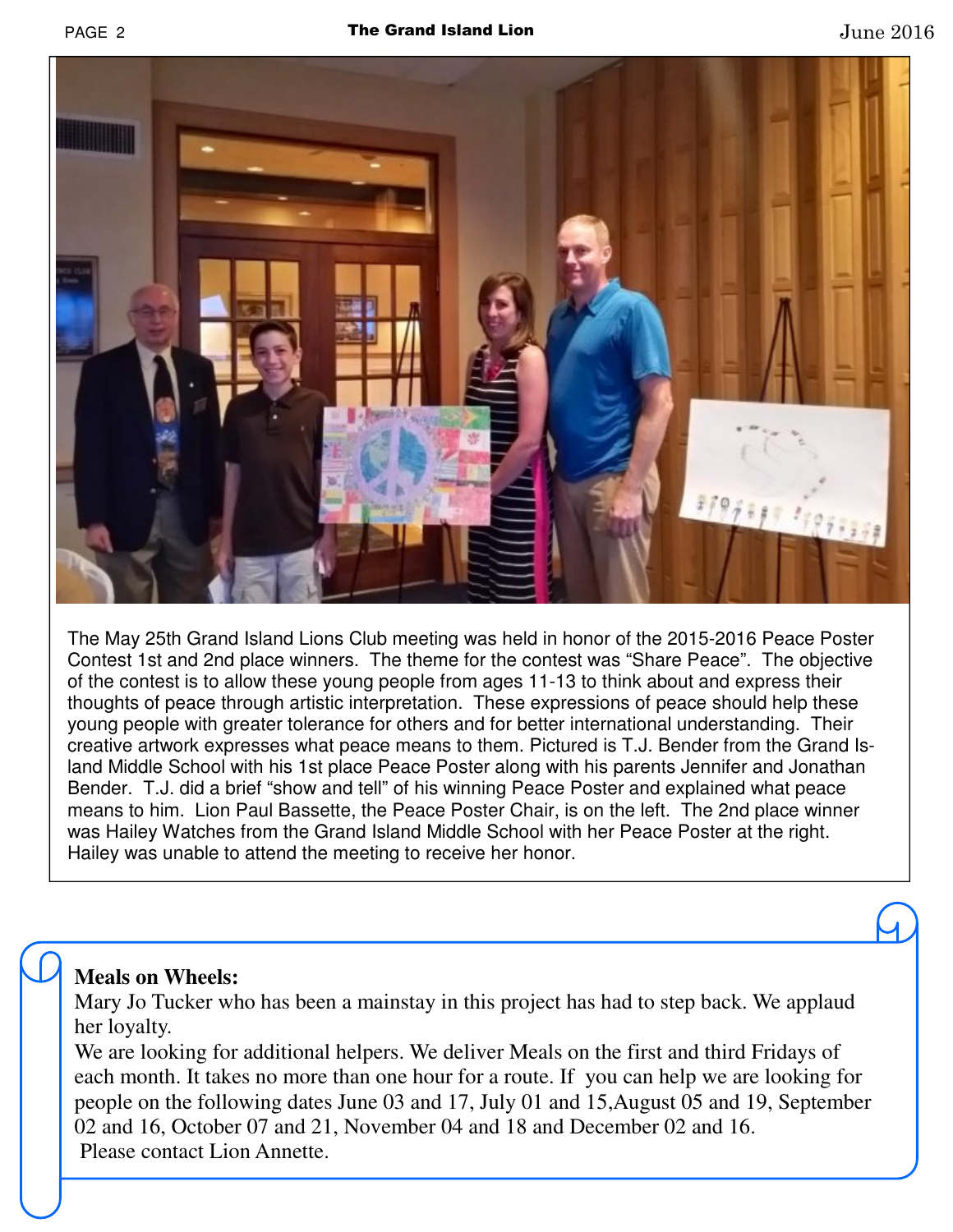The May 25th Grand Island Lions Club meeting was held in honor of the 2015-2016 Peace Poster Contest 1st and 2nd place winners. The theme for the contest was "Share Peace". The objective of the contest is to allow these young people from ages 11-13 to think about and express their thoughts of peace through artistic interpretation. These expressions of peace should help these young people with greater tolerance for others and for better international understanding. Their creative artwork expresses what peace means to them. Pictured is T.J. Bender from the Grand Island Middle School with his 1st place Peace Poster along with his parents Jennifer and Jonathan Bender. T.J. did a brief "show and tell" of his winning Peace Poster and explained what peace means to him. Lion Paul Bassette, the Peace Poster Chair, is on the left. The 2nd place winner was Hailey Watches from the Grand Island Middle School with her Peace Poster at the right. Hailey was unable to attend the meeting to receive her honor.

**Meals on Wheels:**

Mary Jo Tucker who has been a mainstay in this project has had to step back. We applaud her loyalty.

We are looking for additional helpers. We deliver Meals on the first and third Fridays of each month. It takes no more than one hour for a route. If you can help we are looking for people on the following dates June 03 and 17, July 01 and 15,August 05 and 19, September 02 and 16, October 07 and 21, November 04 and 18 and December 02 and 16.

Please contact Lion Annette.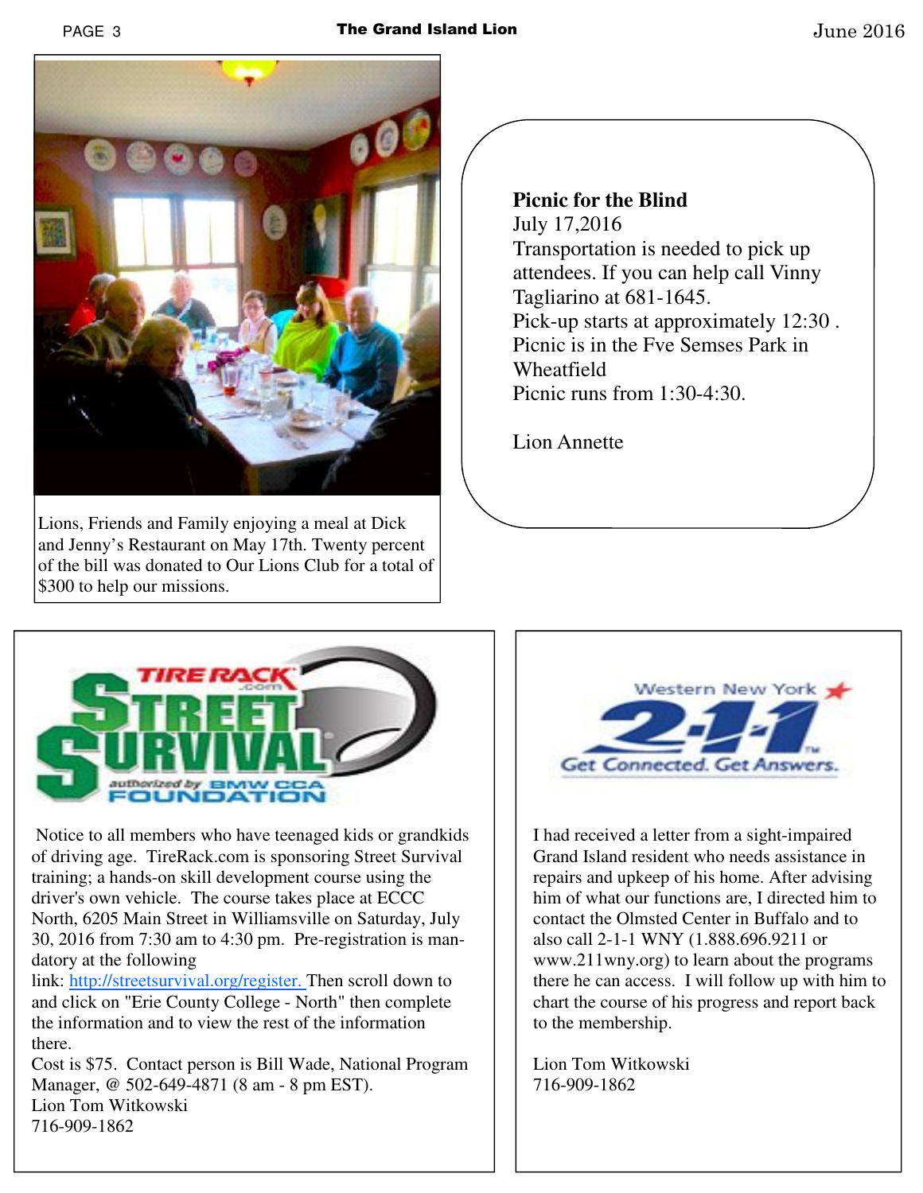Lions, Friends and Family enjoying a meal at Dick and Jenny's Restaurant on May 17th. Twenty percent of the bill was donated to Our Lions Club for a total of $300 to help our missions.

**Picnic for the Blind**

July 17,2016

Transportation is needed to pick up attendees. If you can help call Vinny Tagliarino at 681-1645.

Pick-up starts at approximately 12:30 .

Picnic is in the Fve Semses Park in Wheatfield

Picnic runs from 1:30-4:30.

Lion Annette

TIRE RACK .com STREET SURVIVAL authorized by BMW CCA FOUNDATION

Notice to all members who have teenaged kids or grandkids of driving age. TireRack.com is sponsoring Street Survival training; a hands-on skill development course using the driver's own vehicle. The course takes place at ECCC North, 6205 Main Street in Williamsville on Saturday, July 30, 2016 from 7:30 am to 4:30 pm. Pre-registration is mandatory at the following link: http://streetsurvival.org/register. Then scroll down to and click on "Erie County College - North" then complete the information and to view the rest of the information there.

Cost is $75. Contact person is Bill Wade, National Program Manager, @ 502-649-4871 (8 am - 8 pm EST).

Lion Tom Witkowski

716-909-1862

Western New York 2-1-1 Get Connected. Get Answers.

I had received a letter from a sight-impaired Grand Island resident who needs assistance in repairs and upkeep of his home. After advising him of what our functions are, I directed him to contact the Olmsted Center in Buffalo and to also call 2-1-1 WNY (1.888.696.9211 or www.211wny.org) to learn about the programs there he can access. I will follow up with him to chart the course of his progress and report back to the membership.

Lion Tom Witkowski

716-909-1862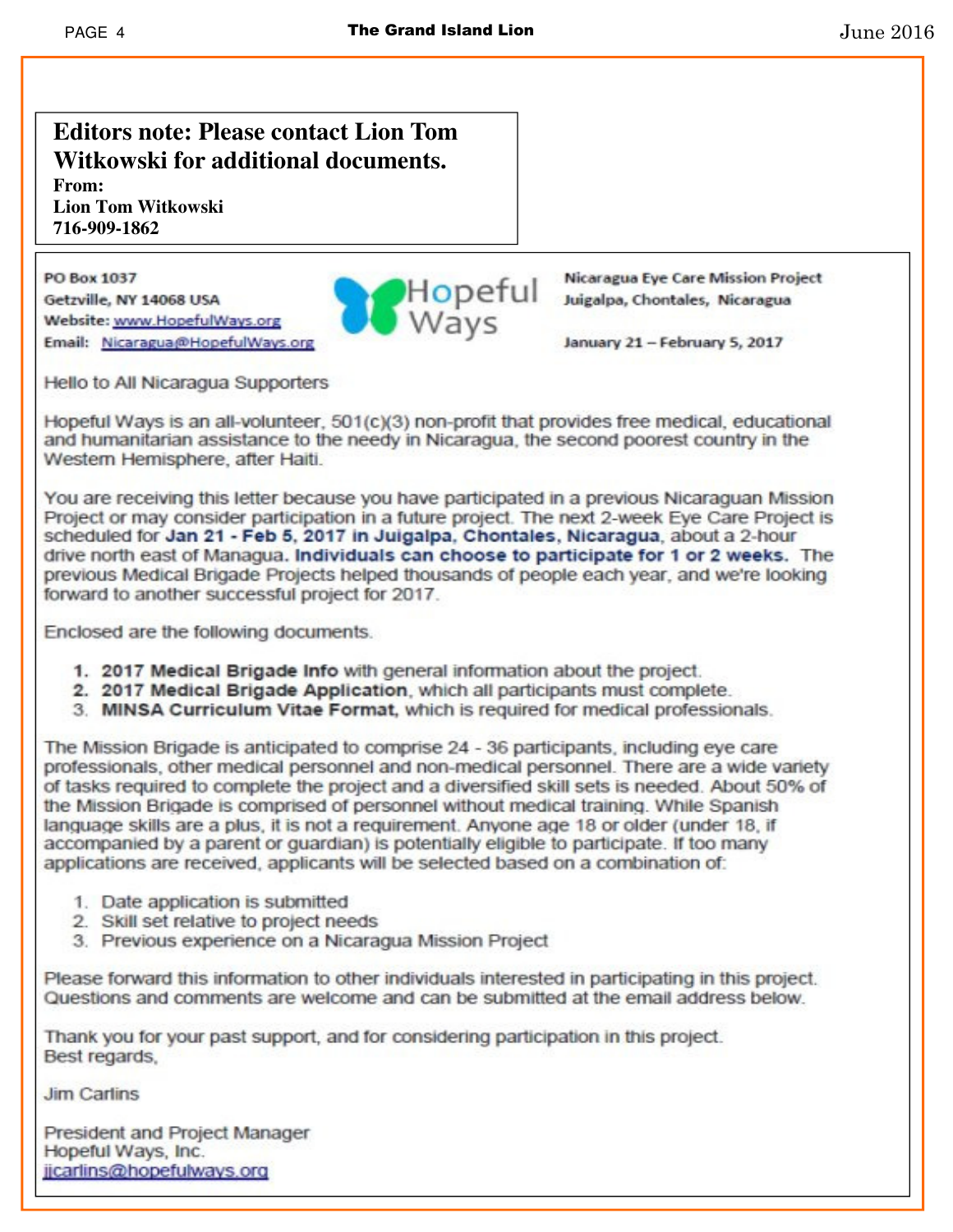**Editors note: Please contact Lion Tom Witkowski for additional documents.**
**From:**
**Lion Tom Witkowski**
**716-909-1862**

PO Box 1037
Getzville, NY 14068 USA
Website: www.HopefulWays.org
Email: Nicaragua@HopefulWays.org

Hopeful Ways

Nicaragua Eye Care Mission Project
Juigalpa, Chontales, Nicaragua

January 21 – February 5, 2017

Hello to All Nicaragua Supporters

Hopeful Ways is an all-volunteer, 501(c)(3) non-profit that provides free medical, educational and humanitarian assistance to the needy in Nicaragua, the second poorest country in the Western Hemisphere, after Haiti.

You are receiving this letter because you have participated in a previous Nicaraguan Mission Project or may consider participation in a future project. The next 2-week Eye Care Project is scheduled for **Jan 21 - Feb 5, 2017 in Juigalpa, Chontales, Nicaragua**, about a 2-hour drive north east of Managua. **Individuals can choose to participate for 1 or 2 weeks.** The previous Medical Brigade Projects helped thousands of people each year, and we're looking forward to another successful project for 2017.

Enclosed are the following documents.

1. **2017 Medical Brigade Info** with general information about the project.
2. **2017 Medical Brigade Application**, which all participants must complete.
3. **MINSA Curriculum Vitae Format**, which is required for medical professionals.

The Mission Brigade is anticipated to comprise 24 - 36 participants, including eye care professionals, other medical personnel and non-medical personnel. There are a wide variety of tasks required to complete the project and a diversified skill sets is needed. About 50% of the Mission Brigade is comprised of personnel without medical training. While Spanish language skills are a plus, it is not a requirement. Anyone age 18 or older (under 18, if accompanied by a parent or guardian) is potentially eligible to participate. If too many applications are received, applicants will be selected based on a combination of:

1. Date application is submitted
2. Skill set relative to project needs
3. Previous experience on a Nicaragua Mission Project

Please forward this information to other individuals interested in participating in this project. Questions and comments are welcome and can be submitted at the email address below.

Thank you for your past support, and for considering participation in this project.
Best regards,

Jim Carlins

President and Project Manager
Hopeful Ways, Inc.
jjcarlins@hopefulways.org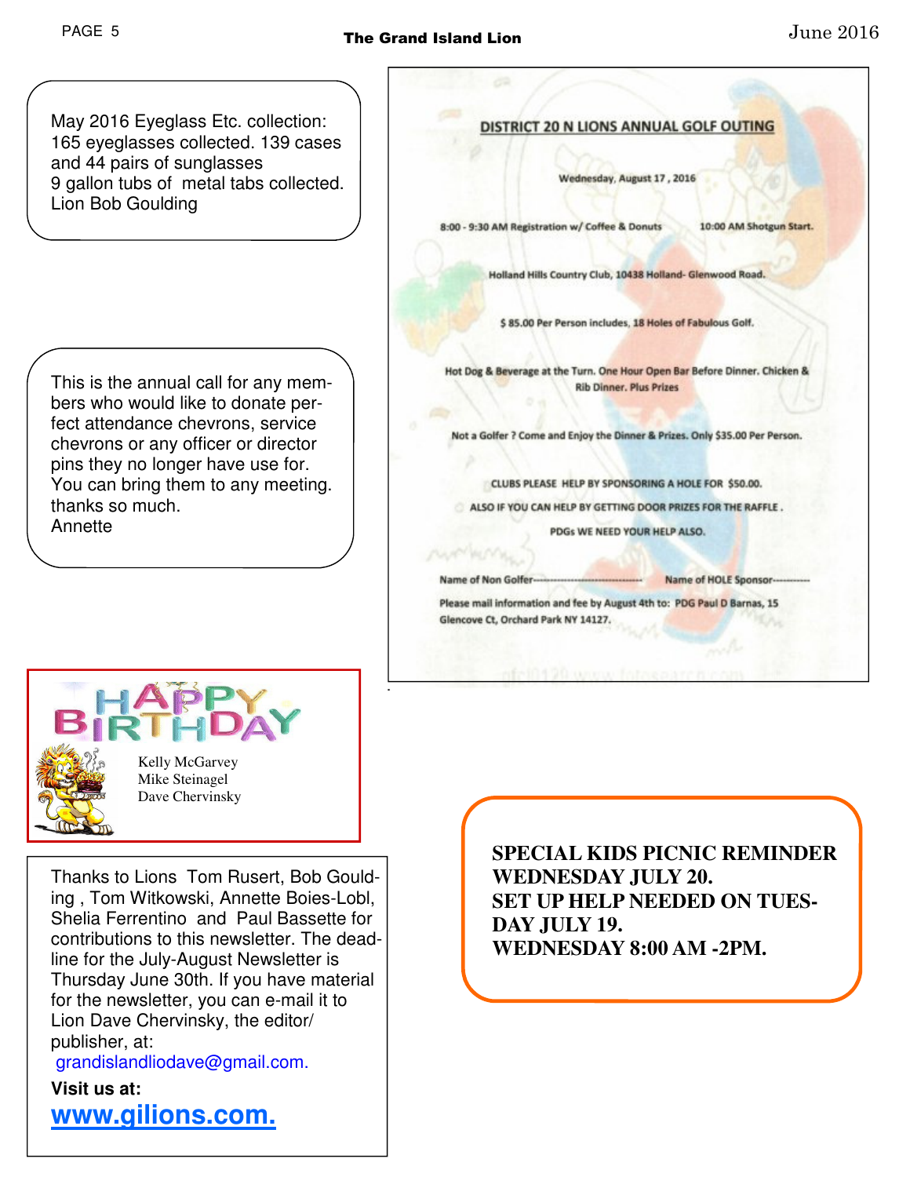May 2016 Eyeglass Etc. collection:
165 eyeglasses collected. 139 cases and 44 pairs of sunglasses
9 gallon tubs of metal tabs collected.
Lion Bob Goulding

This is the annual call for any members who would like to donate perfect attendance chevrons, service chevrons or any officer or director pins they no longer have use for. You can bring them to any meeting. thanks so much.
Annette

HAPPY BIRTHDAY

Kelly McGarvey
Mike Steinagel
Dave Chervinsky

Thanks to Lions Tom Rusert, Bob Goulding , Tom Witkowski, Annette Boies-Lobl, Shelia Ferrentino and Paul Bassette for contributions to this newsletter. The deadline for the July-August Newsletter is Thursday June 30th. If you have material for the newsletter, you can e-mail it to Lion Dave Chervinsky, the editor/ publisher, at:
grandislandliodave@gmail.com.

**Visit us at:**

**www.gilions.com.**

## DISTRICT 20 N LIONS ANNUAL GOLF OUTING

Wednesday, August 17 , 2016

8:00 - 9:30 AM Registration w/ Coffee & Donuts 10:00 AM Shotgun Start.

Holland Hills Country Club, 10438 Holland- Glenwood Road.

$ 85.00 Per Person includes, 18 Holes of Fabulous Golf.

Hot Dog & Beverage at the Turn. One Hour Open Bar Before Dinner. Chicken & Rib Dinner. Plus Prizes

Not a Golfer ? Come and Enjoy the Dinner & Prizes. Only $35.00 Per Person.

CLUBS PLEASE HELP BY SPONSORING A HOLE FOR $50.00.

ALSO IF YOU CAN HELP BY GETTING DOOR PRIZES FOR THE RAFFLE .

PDGs WE NEED YOUR HELP ALSO.

Name of Non Golfer-------------------------------- Name of HOLE Sponsor----------

Please mail information and fee by August 4th to: PDG Paul D Barnas, 15 Glencove Ct, Orchard Park NY 14127.

**SPECIAL KIDS PICNIC REMINDER WEDNESDAY JULY 20.**
**SET UP HELP NEEDED ON TUESDAY JULY 19.**
**WEDNESDAY 8:00 AM -2PM.**